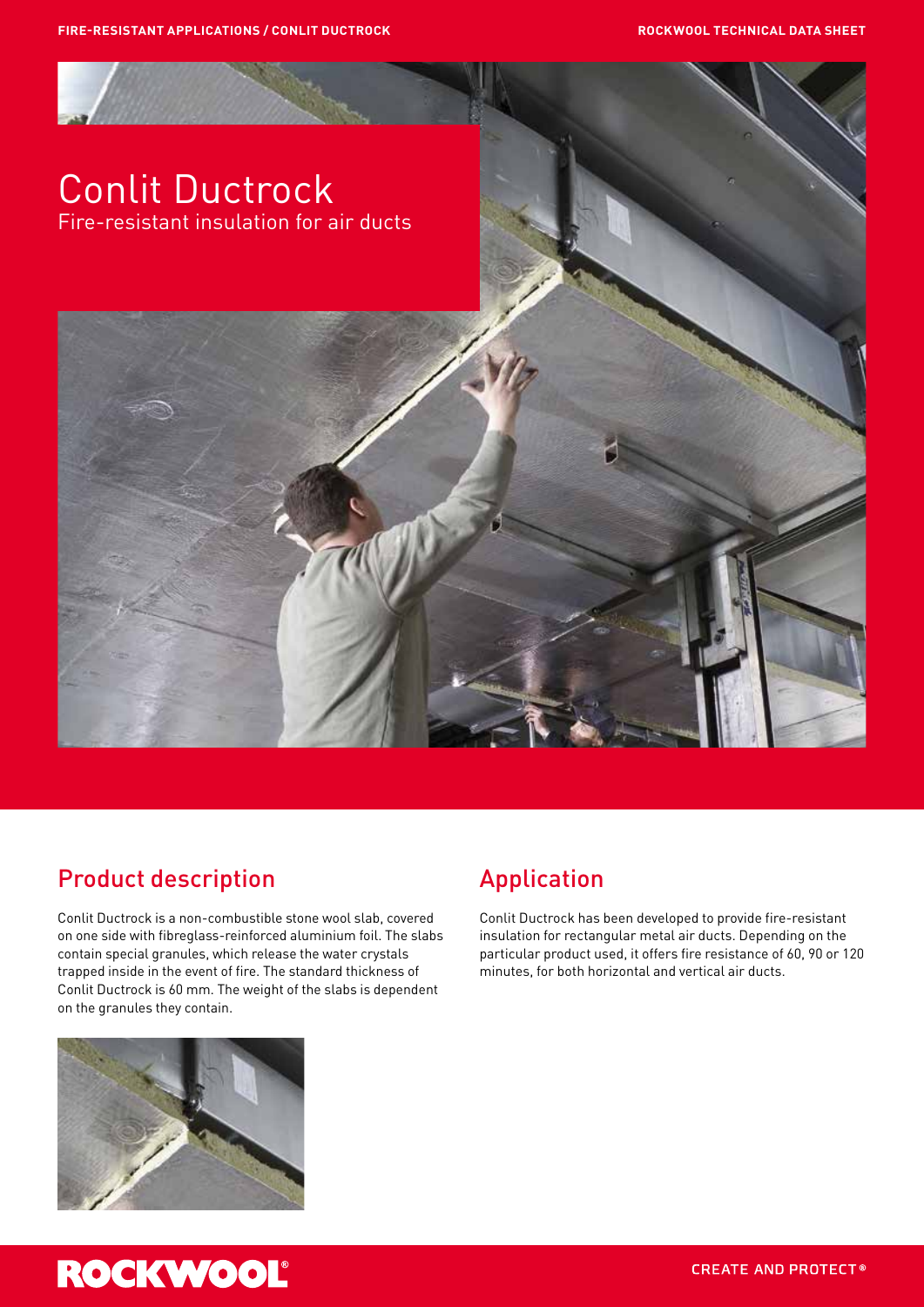# Conlit Ductrock

Fire-resistant insulation for air ducts

## Product description

Conlit Ductrock is a non-combustible stone wool slab, covered on one side with fibreglass-reinforced aluminium foil. The slabs contain special granules, which release the water crystals trapped inside in the event of fire. The standard thickness of Conlit Ductrock is 60 mm. The weight of the slabs is dependent on the granules they contain.

## Application

Conlit Ductrock has been developed to provide fire-resistant insulation for rectangular metal air ducts. Depending on the particular product used, it offers fire resistance of 60, 90 or 120 minutes, for both horizontal and vertical air ducts.

ROCKWOOL®

CREATE AND PROTECT®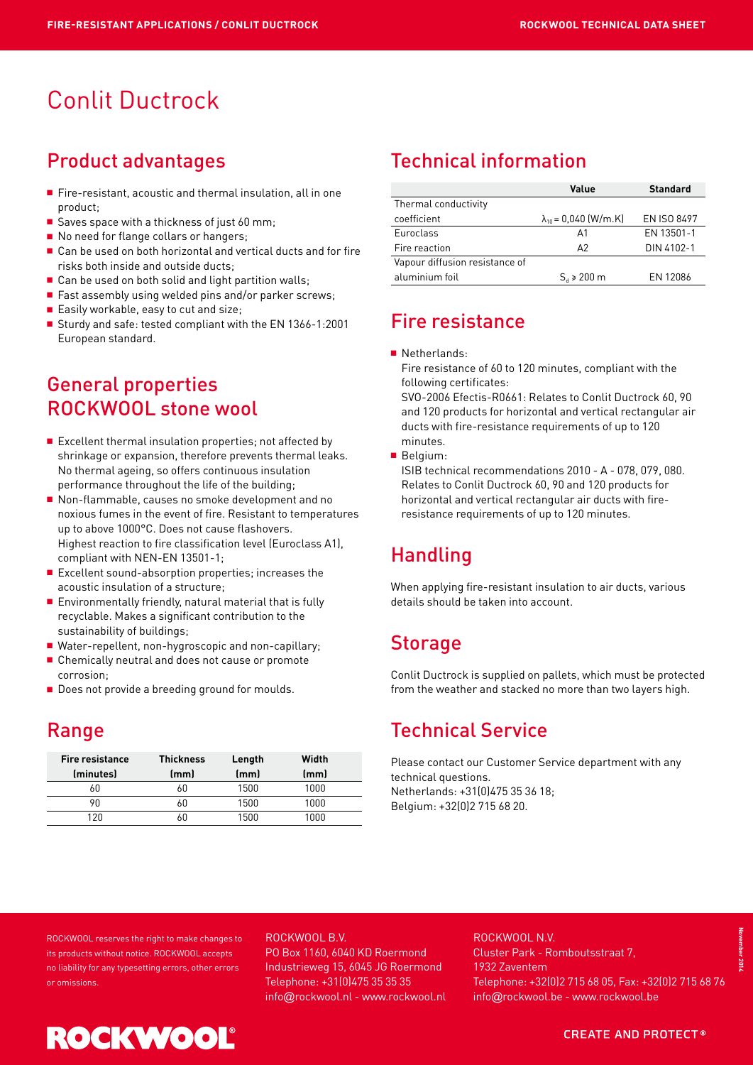# Conlit Ductrock

## Product advantages

- Fire-resistant, acoustic and thermal insulation, all in one product;
- Saves space with a thickness of just 60 mm;
- No need for flange collars or hangers;
- Can be used on both horizontal and vertical ducts and for fire risks both inside and outside ducts;
- Can be used on both solid and light partition walls;
- Fast assembly using welded pins and/or parker screws;
- Easily workable, easy to cut and size;
- Sturdy and safe: tested compliant with the EN 1366-1:2001 European standard.

## General properties ROCKWOOL stone wool

- Excellent thermal insulation properties; not affected by shrinkage or expansion, therefore prevents thermal leaks. No thermal ageing, so offers continuous insulation performance throughout the life of the building;
- Non-flammable, causes no smoke development and no noxious fumes in the event of fire. Resistant to temperatures up to above 1000°C. Does not cause flashovers. Highest reaction to fire classification level (Euroclass A1), compliant with NEN-EN 13501-1;
- Excellent sound-absorption properties; increases the acoustic insulation of a structure;
- Environmentally friendly, natural material that is fully recyclable. Makes a significant contribution to the sustainability of buildings;
- Water-repellent, non-hygroscopic and non-capillary;
- Chemically neutral and does not cause or promote corrosion;
- Does not provide a breeding ground for moulds.

## Range

| Fire resistance (minutes) | Thickness (mm) | Length (mm) | Width (mm) |
|---|---|---|---|
| 60 | 60 | 1500 | 1000 |
| 90 | 60 | 1500 | 1000 |
| 120 | 60 | 1500 | 1000 |

## Technical information

| | Value | Standard |
|---|---|---|
| Thermal conductivity coefficient | $\lambda_{10}$ = 0,040 (W/m.K) | EN ISO 8497 |
| Euroclass | A1 | EN 13501-1 |
| Fire reaction | A2 | DIN 4102-1 |
| Vapour diffusion resistance of aluminium foil | $S_d \geq 200$ m | EN 12086 |

## Fire resistance

- Netherlands:
  Fire resistance of 60 to 120 minutes, compliant with the following certificates:
  SVO-2006 Efectis-R0661: Relates to Conlit Ductrock 60, 90 and 120 products for horizontal and vertical rectangular air ducts with fire-resistance requirements of up to 120 minutes.
- Belgium:
  ISIB technical recommendations 2010 - A - 078, 079, 080. Relates to Conlit Ductrock 60, 90 and 120 products for horizontal and vertical rectangular air ducts with fire-resistance requirements of up to 120 minutes.

## Handling

When applying fire-resistant insulation to air ducts, various details should be taken into account.

## Storage

Conlit Ductrock is supplied on pallets, which must be protected from the weather and stacked no more than two layers high.

## Technical Service

Please contact our Customer Service department with any technical questions.
Netherlands: +31(0)475 35 36 18;
Belgium: +32(0)2 715 68 20.

ROCKWOOL reserves the right to make changes to its products without notice. ROCKWOOL accepts no liability for any typesetting errors, other errors or omissions.

ROCKWOOL B.V.
PO Box 1160, 6040 KD Roermond
Industrieweg 15, 6045 JG Roermond
Telephone: +31(0)475 35 35 35
info@rockwool.nl - www.rockwool.nl

ROCKWOOL N.V.
Cluster Park - Romboutsstraat 7,
1932 Zaventem
Telephone: +32(0)2 715 68 05, Fax: +32(0)2 715 68 76
info@rockwool.be - www.rockwool.be

November 2014

ROCKWOOL®

CREATE AND PROTECT®